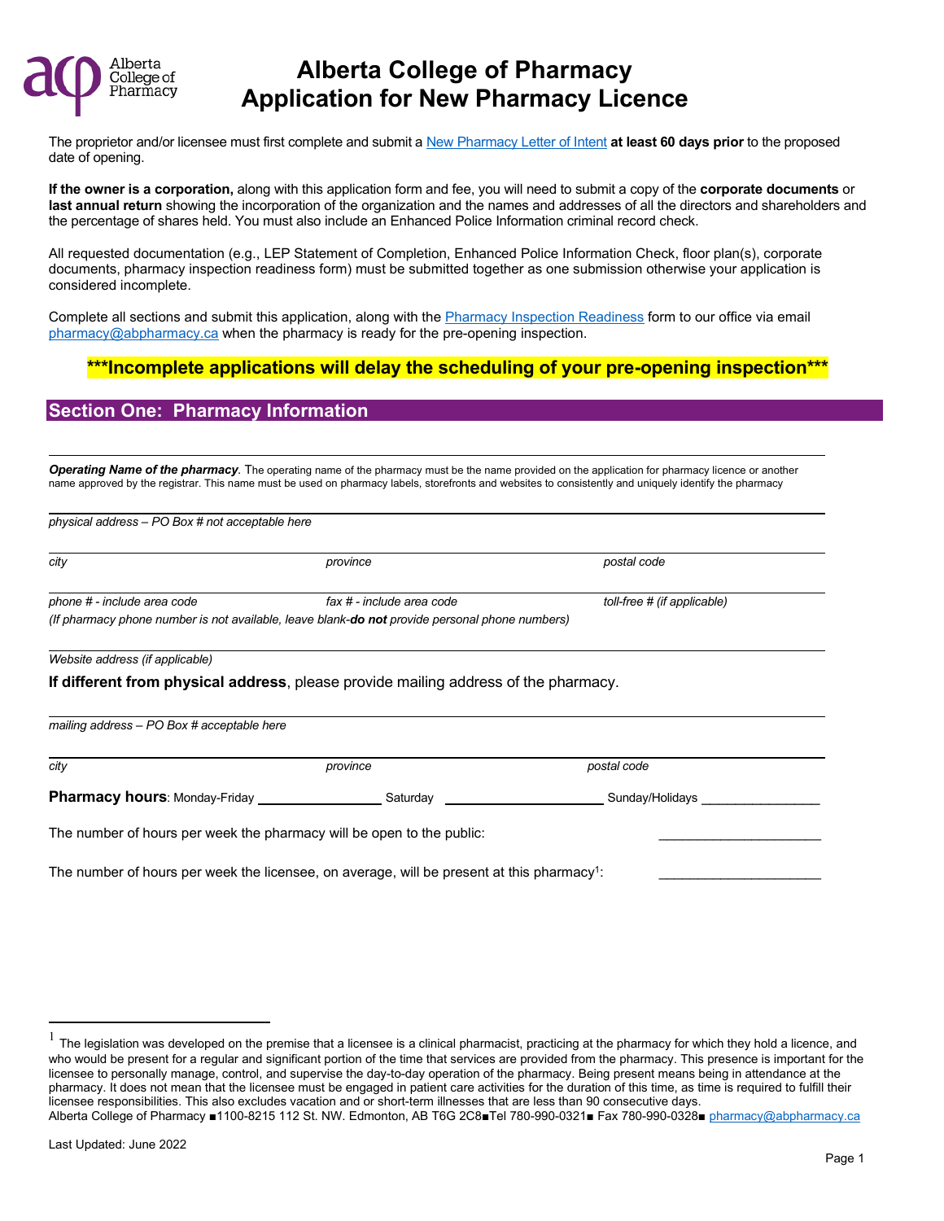# Alberta College of Pharmacy
# Application for New Pharmacy Licence

The proprietor and/or licensee must first complete and submit a New Pharmacy Letter of Intent **at least 60 days prior** to the proposed date of opening.

**If the owner is a corporation,** along with this application form and fee, you will need to submit a copy of the **corporate documents** or **last annual return** showing the incorporation of the organization and the names and addresses of all the directors and shareholders and the percentage of shares held. You must also include an Enhanced Police Information criminal record check.

All requested documentation (e.g., LEP Statement of Completion, Enhanced Police Information Check, floor plan(s), corporate documents, pharmacy inspection readiness form) must be submitted together as one submission otherwise your application is considered incomplete.

Complete all sections and submit this application, along with the Pharmacy Inspection Readiness form to our office via email pharmacy@abpharmacy.ca when the pharmacy is ready for the pre-opening inspection.

**\*\*\*Incomplete applications will delay the scheduling of your pre-opening inspection\*\*\***

## Section One: Pharmacy Information

_______________________________________________

***Operating Name of the pharmacy***. The operating name of the pharmacy must be the name provided on the application for pharmacy licence or another name approved by the registrar. This name must be used on pharmacy labels, storefronts and websites to consistently and uniquely identify the pharmacy

_______________________________________________

*physical address – PO Box # not acceptable here*

_______________________________________________

*city* | *province* | *postal code*

_______________________________________________

*phone # - include area code* | *fax # - include area code* | *toll-free # (if applicable)*

*(If pharmacy phone number is not available, leave blank-**do not** provide personal phone numbers)*

_______________________________________________

*Website address (if applicable)*

**If different from physical address**, please provide mailing address of the pharmacy.

_______________________________________________

*mailing address – PO Box # acceptable here*

_______________________________________________

*city* | *province* | *postal code*

**Pharmacy hours**: Monday-Friday ________________ Saturday ________________ Sunday/Holidays ________________

The number of hours per week the pharmacy will be open to the public: ______________________

The number of hours per week the licensee, on average, will be present at this pharmacy[1]: ______________________

[1] The legislation was developed on the premise that a licensee is a clinical pharmacist, practicing at the pharmacy for which they hold a licence, and who would be present for a regular and significant portion of the time that services are provided from the pharmacy. This presence is important for the licensee to personally manage, control, and supervise the day-to-day operation of the pharmacy. Being present means being in attendance at the pharmacy. It does not mean that the licensee must be engaged in patient care activities for the duration of this time, as time is required to fulfill their licensee responsibilities. This also excludes vacation and or short-term illnesses that are less than 90 consecutive days.

Alberta College of Pharmacy ■1100-8215 112 St. NW. Edmonton, AB T6G 2C8■Tel 780-990-0321■ Fax 780-990-0328■ pharmacy@abpharmacy.ca

Last Updated: June 2022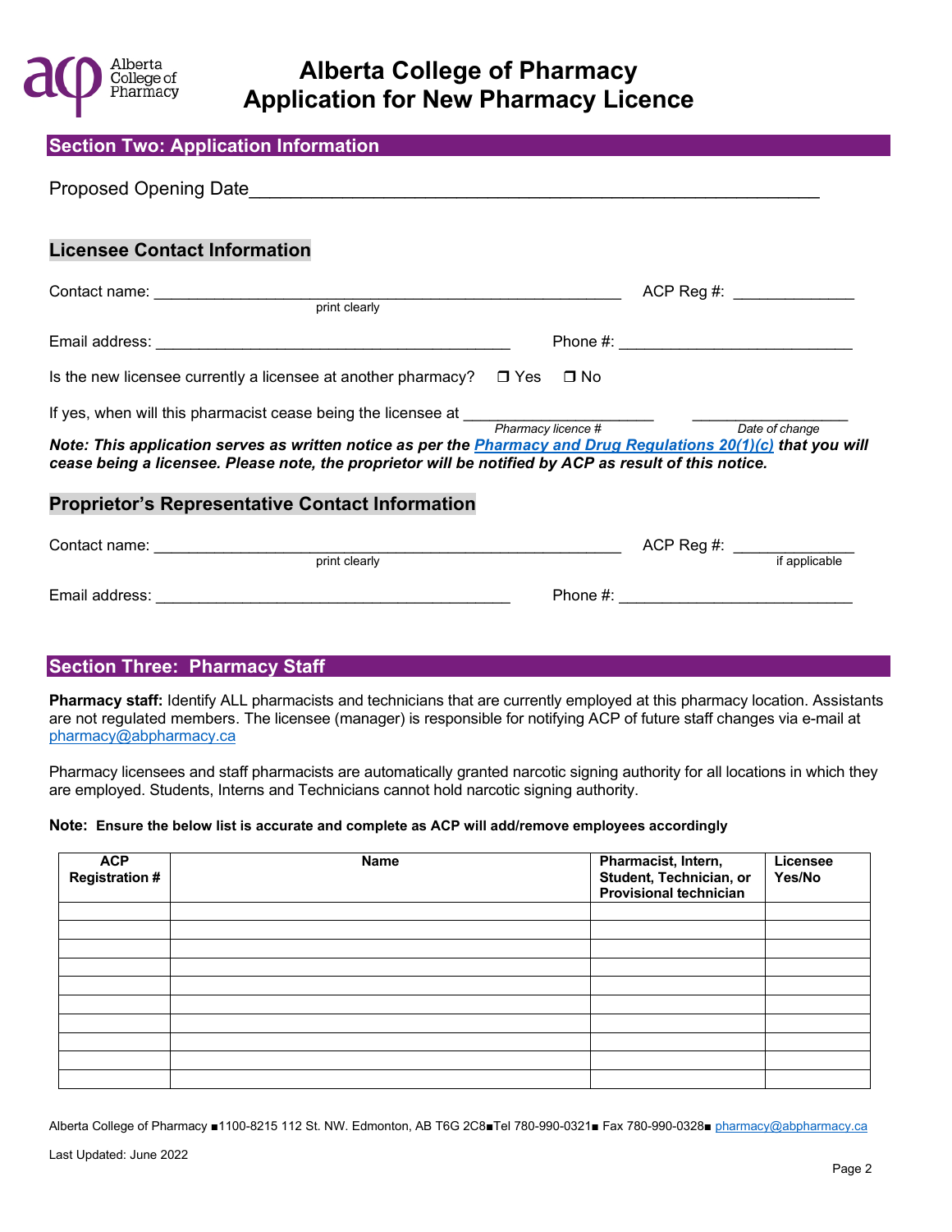# Alberta College of Pharmacy
# Application for New Pharmacy Licence

## Section Two: Application Information

Proposed Opening Date___________________________________________________________

### Licensee Contact Information

Contact name: _______________________________________________________ ACP Reg #: ______________
print clearly

Email address: __________________________________________ Phone #: ___________________________

Is the new licensee currently a licensee at another pharmacy? ❒ Yes ❒ No

If yes, when will this pharmacist cease being the licensee at _____________________ ___________________
Pharmacy licence # Date of change

***Note: This application serves as written notice as per the [Pharmacy and Drug Regulations 20(1)(c)](#) that you will cease being a licensee. Please note, the proprietor will be notified by ACP as result of this notice.***

### Proprietor's Representative Contact Information

Contact name: _______________________________________________________ ACP Reg #: ______________
print clearly if applicable

Email address: __________________________________________ Phone #: ___________________________

## Section Three: Pharmacy Staff

**Pharmacy staff:** Identify ALL pharmacists and technicians that are currently employed at this pharmacy location. Assistants are not regulated members. The licensee (manager) is responsible for notifying ACP of future staff changes via e-mail at pharmacy@abpharmacy.ca

Pharmacy licensees and staff pharmacists are automatically granted narcotic signing authority for all locations in which they are employed. Students, Interns and Technicians cannot hold narcotic signing authority.

**Note: Ensure the below list is accurate and complete as ACP will add/remove employees accordingly**

| ACP Registration # | Name | Pharmacist, Intern, Student, Technician, or Provisional technician | Licensee Yes/No |
|---|---|---|---|
| | | | |
| | | | |
| | | | |
| | | | |
| | | | |
| | | | |
| | | | |
| | | | |
| | | | |
| | | | |

Alberta College of Pharmacy ■1100-8215 112 St. NW. Edmonton, AB T6G 2C8■Tel 780-990-0321■ Fax 780-990-0328■ pharmacy@abpharmacy.ca

Last Updated: June 2022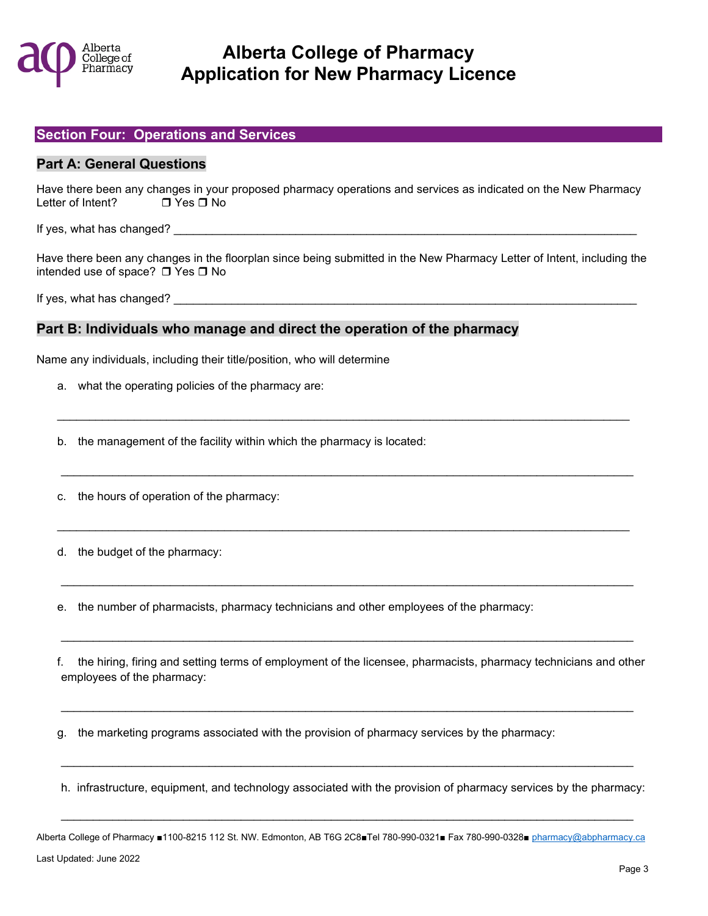# Alberta College of Pharmacy
# Application for New Pharmacy Licence

## Section Four: Operations and Services

### Part A: General Questions

Have there been any changes in your proposed pharmacy operations and services as indicated on the New Pharmacy Letter of Intent? ❐ Yes ❐ No

If yes, what has changed? ___________________________________________________________________________

Have there been any changes in the floorplan since being submitted in the New Pharmacy Letter of Intent, including the intended use of space? ❐ Yes ❐ No

If yes, what has changed? ___________________________________________________________________________

### Part B: Individuals who manage and direct the operation of the pharmacy

Name any individuals, including their title/position, who will determine

a. what the operating policies of the pharmacy are:

_____________________________________________________________________________________________

b. the management of the facility within which the pharmacy is located:

_____________________________________________________________________________________________

c. the hours of operation of the pharmacy:

_____________________________________________________________________________________________

d. the budget of the pharmacy:

_____________________________________________________________________________________________

e. the number of pharmacists, pharmacy technicians and other employees of the pharmacy:

_____________________________________________________________________________________________

f. the hiring, firing and setting terms of employment of the licensee, pharmacists, pharmacy technicians and other employees of the pharmacy:

_____________________________________________________________________________________________

g. the marketing programs associated with the provision of pharmacy services by the pharmacy:

_____________________________________________________________________________________________

h. infrastructure, equipment, and technology associated with the provision of pharmacy services by the pharmacy:

_____________________________________________________________________________________________

Alberta College of Pharmacy ■1100-8215 112 St. NW. Edmonton, AB T6G 2C8■Tel 780-990-0321■ Fax 780-990-0328■ pharmacy@abpharmacy.ca

Last Updated: June 2022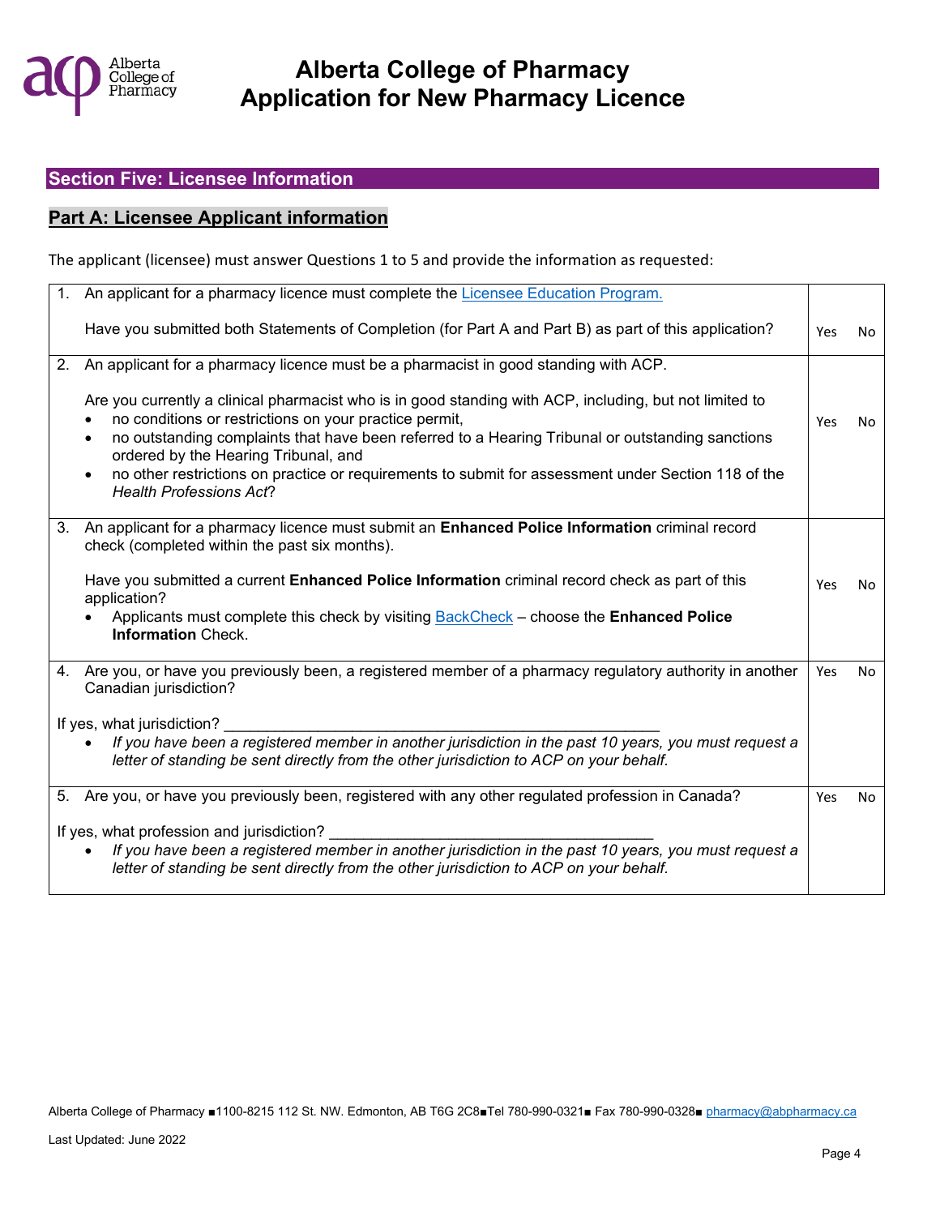# Alberta College of Pharmacy
# Application for New Pharmacy Licence

## Section Five: Licensee Information

### Part A: Licensee Applicant information

The applicant (licensee) must answer Questions 1 to 5 and provide the information as requested:

| Question | Yes | No |
|---|---|---|
| 1. An applicant for a pharmacy licence must complete the [Licensee Education Program.](#) <br><br> Have you submitted both Statements of Completion (for Part A and Part B) as part of this application? | Yes | No |
| 2. An applicant for a pharmacy licence must be a pharmacist in good standing with ACP. <br><br> Are you currently a clinical pharmacist who is in good standing with ACP, including, but not limited to <br> • no conditions or restrictions on your practice permit, <br> • no outstanding complaints that have been referred to a Hearing Tribunal or outstanding sanctions ordered by the Hearing Tribunal, and <br> • no other restrictions on practice or requirements to submit for assessment under Section 118 of the *Health Professions Act*? | Yes | No |
| 3. An applicant for a pharmacy licence must submit an **Enhanced Police Information** criminal record check (completed within the past six months). <br><br> Have you submitted a current **Enhanced Police Information** criminal record check as part of this application? <br> • Applicants must complete this check by visiting [BackCheck](#) – choose the **Enhanced Police Information** Check. | Yes | No |
| 4. Are you, or have you previously been, a registered member of a pharmacy regulatory authority in another Canadian jurisdiction? <br><br> If yes, what jurisdiction? ____________________________________________________ <br> • *If you have been a registered member in another jurisdiction in the past 10 years, you must request a letter of standing be sent directly from the other jurisdiction to ACP on your behalf.* | Yes | No |
| 5. Are you, or have you previously been, registered with any other regulated profession in Canada? <br><br> If yes, what profession and jurisdiction? ______________________________________ <br> • *If you have been a registered member in another jurisdiction in the past 10 years, you must request a letter of standing be sent directly from the other jurisdiction to ACP on your behalf.* | Yes | No |

Alberta College of Pharmacy ■1100-8215 112 St. NW. Edmonton, AB T6G 2C8■Tel 780-990-0321■ Fax 780-990-0328■ pharmacy@abpharmacy.ca

Last Updated: June 2022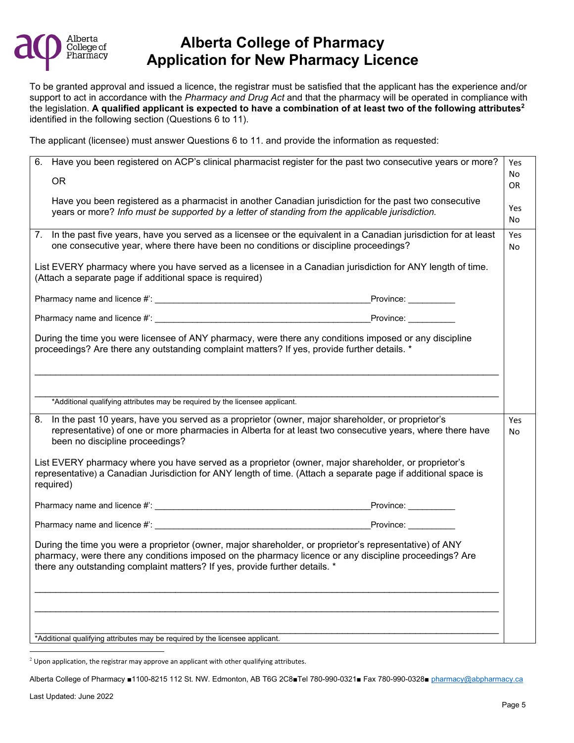# Alberta College of Pharmacy
# Application for New Pharmacy Licence

To be granted approval and issued a licence, the registrar must be satisfied that the applicant has the experience and/or support to act in accordance with the *Pharmacy and Drug Act* and that the pharmacy will be operated in compliance with the legislation. **A qualified applicant is expected to have a combination of at least two of the following attributes[2]** identified in the following section (Questions 6 to 11).

The applicant (licensee) must answer Questions 6 to 11. and provide the information as requested:

| | |
|---|---|
| 6. Have you been registered on ACP's clinical pharmacist register for the past two consecutive years or more?<br><br>OR<br><br>Have you been registered as a pharmacist in another Canadian jurisdiction for the past two consecutive years or more? *Info must be supported by a letter of standing from the applicable jurisdiction.* | Yes<br>No<br>OR<br><br>Yes<br>No |
| 7. In the past five years, have you served as a licensee or the equivalent in a Canadian jurisdiction for at least one consecutive year, where there have been no conditions or discipline proceedings?<br><br>List EVERY pharmacy where you have served as a licensee in a Canadian jurisdiction for ANY length of time. (Attach a separate page if additional space is required)<br><br>Pharmacy name and licence #': ____________________ Province: __________<br><br>Pharmacy name and licence #': ____________________ Province: __________<br><br>During the time you were licensee of ANY pharmacy, were there any conditions imposed or any discipline proceedings? Are there any outstanding complaint matters? If yes, provide further details. *<br><br>____________________<br><br>____________________<br>*Additional qualifying attributes may be required by the licensee applicant. | Yes<br>No |
| 8. In the past 10 years, have you served as a proprietor (owner, major shareholder, or proprietor's representative) of one or more pharmacies in Alberta for at least two consecutive years, where there have been no discipline proceedings?<br><br>List EVERY pharmacy where you have served as a proprietor (owner, major shareholder, or proprietor's representative) a Canadian Jurisdiction for ANY length of time. (Attach a separate page if additional space is required)<br><br>Pharmacy name and licence #': ____________________ Province: __________<br><br>Pharmacy name and licence #': ____________________ Province: __________<br><br>During the time you were a proprietor (owner, major shareholder, or proprietor's representative) of ANY pharmacy, were there any conditions imposed on the pharmacy licence or any discipline proceedings? Are there any outstanding complaint matters? If yes, provide further details. *<br><br>____________________<br><br>____________________<br><br>____________________<br>*Additional qualifying attributes may be required by the licensee applicant. | Yes<br>No |

[2] Upon application, the registrar may approve an applicant with other qualifying attributes.

Alberta College of Pharmacy ■1100-8215 112 St. NW. Edmonton, AB T6G 2C8■Tel 780-990-0321■ Fax 780-990-0328■ pharmacy@abpharmacy.ca

Last Updated: June 2022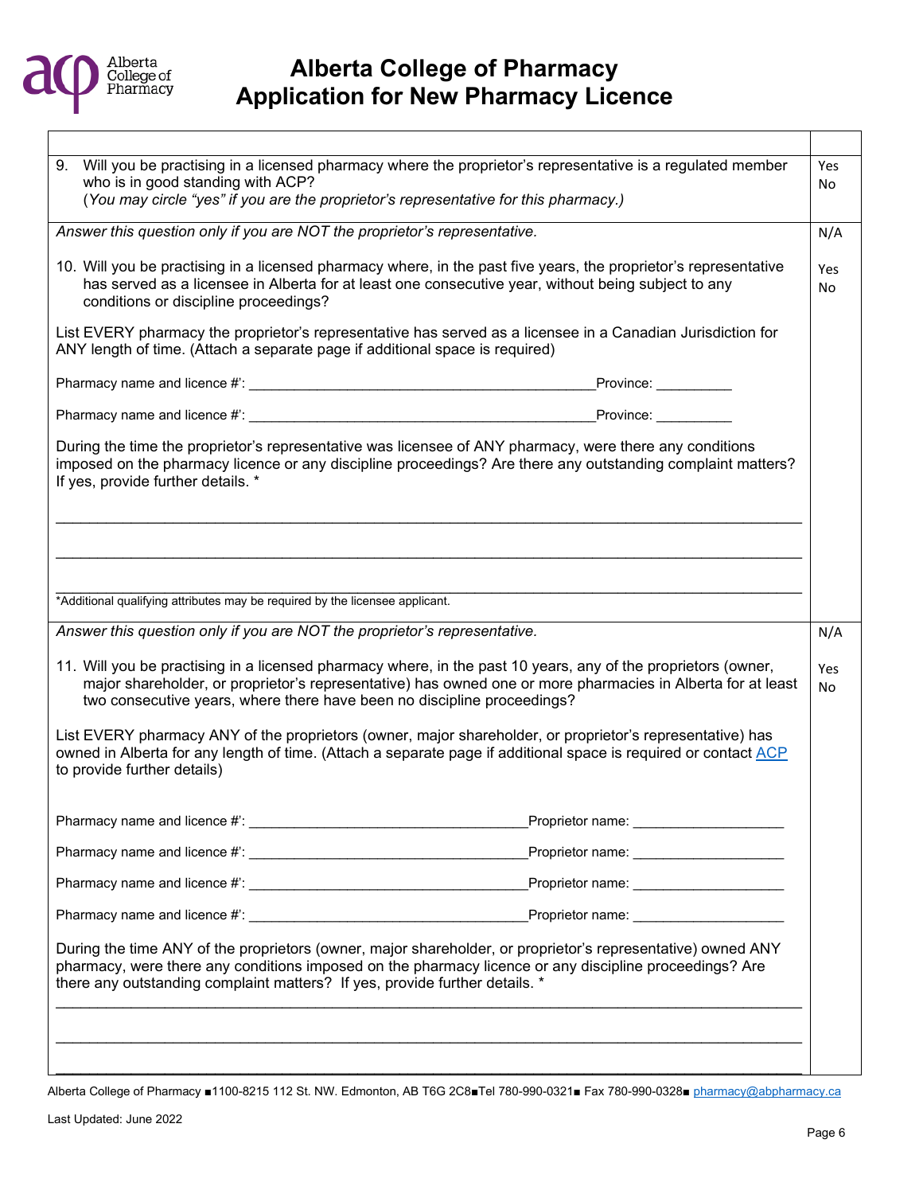# Alberta College of Pharmacy Application for New Pharmacy Licence

| | |
|---|---|
| 9. Will you be practising in a licensed pharmacy where the proprietor's representative is a regulated member who is in good standing with ACP?<br>(*You may circle "yes" if you are the proprietor's representative for this pharmacy.)* | Yes<br>No |
| *Answer this question only if you are NOT the proprietor's representative.*<br><br>10. Will you be practising in a licensed pharmacy where, in the past five years, the proprietor's representative has served as a licensee in Alberta for at least one consecutive year, without being subject to any conditions or discipline proceedings?<br><br>List EVERY pharmacy the proprietor's representative has served as a licensee in a Canadian Jurisdiction for ANY length of time. (Attach a separate page if additional space is required)<br><br>Pharmacy name and licence #': ____________________ Province: __________<br><br>Pharmacy name and licence #': ____________________ Province: __________<br><br>During the time the proprietor's representative was licensee of ANY pharmacy, were there any conditions imposed on the pharmacy licence or any discipline proceedings? Are there any outstanding complaint matters? If yes, provide further details. *<br><br>____________________<br><br>____________________<br><br>____________________<br><br>*Additional qualifying attributes may be required by the licensee applicant. | N/A<br><br>Yes<br>No |
| *Answer this question only if you are NOT the proprietor's representative.*<br><br>11. Will you be practising in a licensed pharmacy where, in the past 10 years, any of the proprietors (owner, major shareholder, or proprietor's representative) has owned one or more pharmacies in Alberta for at least two consecutive years, where there have been no discipline proceedings?<br><br>List EVERY pharmacy ANY of the proprietors (owner, major shareholder, or proprietor's representative) has owned in Alberta for any length of time. (Attach a separate page if additional space is required or contact ACP to provide further details)<br><br>Pharmacy name and licence #': ____________________ Proprietor name: ____________________<br><br>Pharmacy name and licence #': ____________________ Proprietor name: ____________________<br><br>Pharmacy name and licence #': ____________________ Proprietor name: ____________________<br><br>Pharmacy name and licence #': ____________________ Proprietor name: ____________________<br><br>During the time ANY of the proprietors (owner, major shareholder, or proprietor's representative) owned ANY pharmacy, were there any conditions imposed on the pharmacy licence or any discipline proceedings? Are there any outstanding complaint matters? If yes, provide further details. *<br><br>____________________<br><br>____________________<br><br>____________________ | N/A<br><br>Yes<br>No |

Alberta College of Pharmacy ■1100-8215 112 St. NW. Edmonton, AB T6G 2C8■Tel 780-990-0321■ Fax 780-990-0328■ pharmacy@abpharmacy.ca

Last Updated: June 2022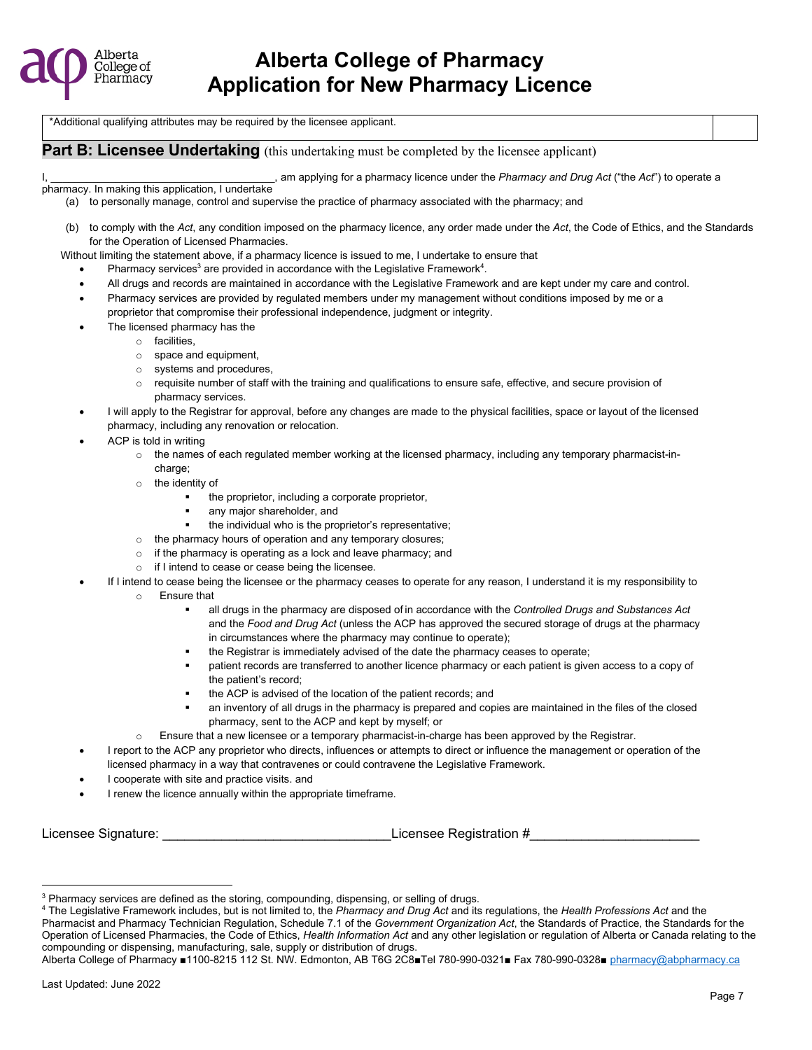# Alberta College of Pharmacy Application for New Pharmacy Licence

| *Additional qualifying attributes may be required by the licensee applicant. | |
|---|---|

## Part B: Licensee Undertaking (this undertaking must be completed by the licensee applicant)

I, ____________________________________, am applying for a pharmacy licence under the *Pharmacy and Drug Act* ("the *Act*") to operate a pharmacy. In making this application, I undertake

(a) to personally manage, control and supervise the practice of pharmacy associated with the pharmacy; and

(b) to comply with the *Act*, any condition imposed on the pharmacy licence, any order made under the *Act*, the Code of Ethics, and the Standards for the Operation of Licensed Pharmacies.

Without limiting the statement above, if a pharmacy licence is issued to me, I undertake to ensure that

- Pharmacy services[3] are provided in accordance with the Legislative Framework[4].
- All drugs and records are maintained in accordance with the Legislative Framework and are kept under my care and control.
- Pharmacy services are provided by regulated members under my management without conditions imposed by me or a proprietor that compromise their professional independence, judgment or integrity.
- The licensed pharmacy has the
  - facilities,
  - space and equipment,
  - systems and procedures,
  - requisite number of staff with the training and qualifications to ensure safe, effective, and secure provision of pharmacy services.
- I will apply to the Registrar for approval, before any changes are made to the physical facilities, space or layout of the licensed pharmacy, including any renovation or relocation.
- ACP is told in writing
  - the names of each regulated member working at the licensed pharmacy, including any temporary pharmacist-in-charge;
  - the identity of
    - the proprietor, including a corporate proprietor,
    - any major shareholder, and
    - the individual who is the proprietor's representative;
  - the pharmacy hours of operation and any temporary closures;
  - if the pharmacy is operating as a lock and leave pharmacy; and
  - if I intend to cease or cease being the licensee.
- If I intend to cease being the licensee or the pharmacy ceases to operate for any reason, I understand it is my responsibility to
  - Ensure that
    - all drugs in the pharmacy are disposed of in accordance with the *Controlled Drugs and Substances Act* and the *Food and Drug Act* (unless the ACP has approved the secured storage of drugs at the pharmacy in circumstances where the pharmacy may continue to operate);
    - the Registrar is immediately advised of the date the pharmacy ceases to operate;
    - patient records are transferred to another licence pharmacy or each patient is given access to a copy of the patient's record;
    - the ACP is advised of the location of the patient records; and
    - an inventory of all drugs in the pharmacy is prepared and copies are maintained in the files of the closed pharmacy, sent to the ACP and kept by myself; or
  - Ensure that a new licensee or a temporary pharmacist-in-charge has been approved by the Registrar.
- I report to the ACP any proprietor who directs, influences or attempts to direct or influence the management or operation of the licensed pharmacy in a way that contravenes or could contravene the Legislative Framework.
- I cooperate with site and practice visits. and
- I renew the licence annually within the appropriate timeframe.

Licensee Signature: ______________________________ Licensee Registration #______________________

---

[3] Pharmacy services are defined as the storing, compounding, dispensing, or selling of drugs.

[4] The Legislative Framework includes, but is not limited to, the *Pharmacy and Drug Act* and its regulations, the *Health Professions Act* and the Pharmacist and Pharmacy Technician Regulation, Schedule 7.1 of the *Government Organization Act*, the Standards of Practice, the Standards for the Operation of Licensed Pharmacies, the Code of Ethics, *Health Information Act* and any other legislation or regulation of Alberta or Canada relating to the compounding or dispensing, manufacturing, sale, supply or distribution of drugs.

Alberta College of Pharmacy ■1100-8215 112 St. NW. Edmonton, AB T6G 2C8■Tel 780-990-0321■ Fax 780-990-0328■ pharmacy@abpharmacy.ca

Last Updated: June 2022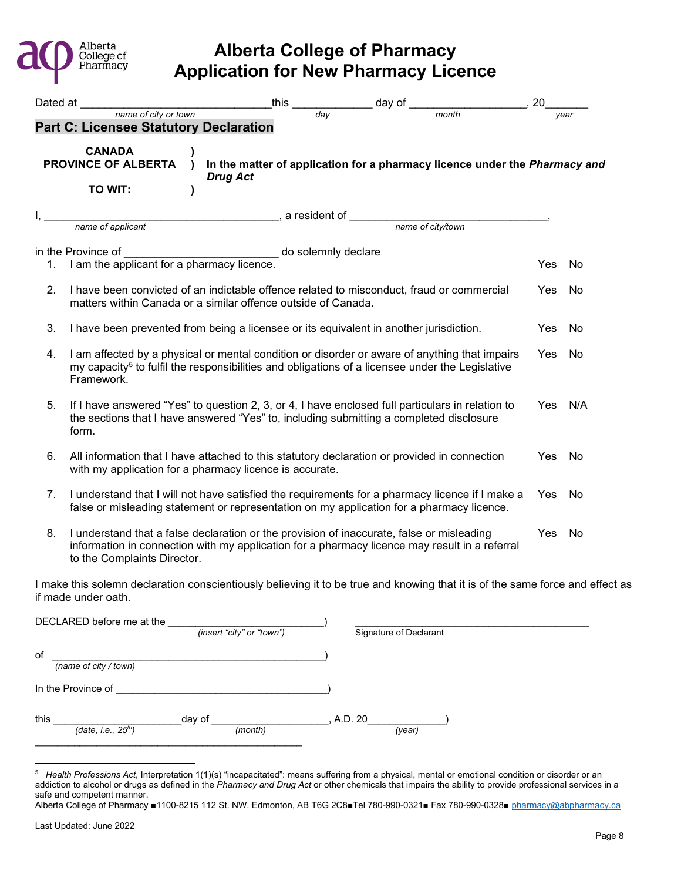# Alberta College of Pharmacy
# Application for New Pharmacy Licence

Dated at ______________________________ this ____________ day of __________________, 20_______
*name of city or town* *day* *month* *year*

## Part C: Licensee Statutory Declaration

**CANADA )**
**PROVINCE OF ALBERTA )** **In the matter of application for a pharmacy licence under the *Pharmacy and Drug Act***
**TO WIT: )**

I, ____________________________________, a resident of ______________________________,
*name of applicant* *name of city/town*

in the Province of ________________________ do solemnly declare

| | | | |
|---|---|---|---|
| 1. | I am the applicant for a pharmacy licence. | Yes | No |
| 2. | I have been convicted of an indictable offence related to misconduct, fraud or commercial matters within Canada or a similar offence outside of Canada. | Yes | No |
| 3. | I have been prevented from being a licensee or its equivalent in another jurisdiction. | Yes | No |
| 4. | I am affected by a physical or mental condition or disorder or aware of anything that impairs my capacity[5] to fulfil the responsibilities and obligations of a licensee under the Legislative Framework. | Yes | No |
| 5. | If I have answered "Yes" to question 2, 3, or 4, I have enclosed full particulars in relation to the sections that I have answered "Yes" to, including submitting a completed disclosure form. | Yes | N/A |
| 6. | All information that I have attached to this statutory declaration or provided in connection with my application for a pharmacy licence is accurate. | Yes | No |
| 7. | I understand that I will not have satisfied the requirements for a pharmacy licence if I make a false or misleading statement or representation on my application for a pharmacy licence. | Yes | No |
| 8. | I understand that a false declaration or the provision of inaccurate, false or misleading information in connection with my application for a pharmacy licence may result in a referral to the Complaints Director. | Yes | No |

I make this solemn declaration conscientiously believing it to be true and knowing that it is of the same force and effect as if made under oath.

DECLARED before me at the __________________________) ________________________________________
*(insert "city" or "town")* Signature of Declarant

of ______________________________________________)
*(name of city / town)*

In the Province of ____________________________________)

this ______________________day of ____________________, A.D. 20_____________)
*(date, i.e., 25th)* *(month)* *(year)*

_______________________________________________

[5] *Health Professions Act*, Interpretation 1(1)(s) "incapacitated": means suffering from a physical, mental or emotional condition or disorder or an addiction to alcohol or drugs as defined in the *Pharmacy and Drug Act* or other chemicals that impairs the ability to provide professional services in a safe and competent manner.

Alberta College of Pharmacy ■1100-8215 112 St. NW. Edmonton, AB T6G 2C8■Tel 780-990-0321■ Fax 780-990-0328■ pharmacy@abpharmacy.ca

Last Updated: June 2022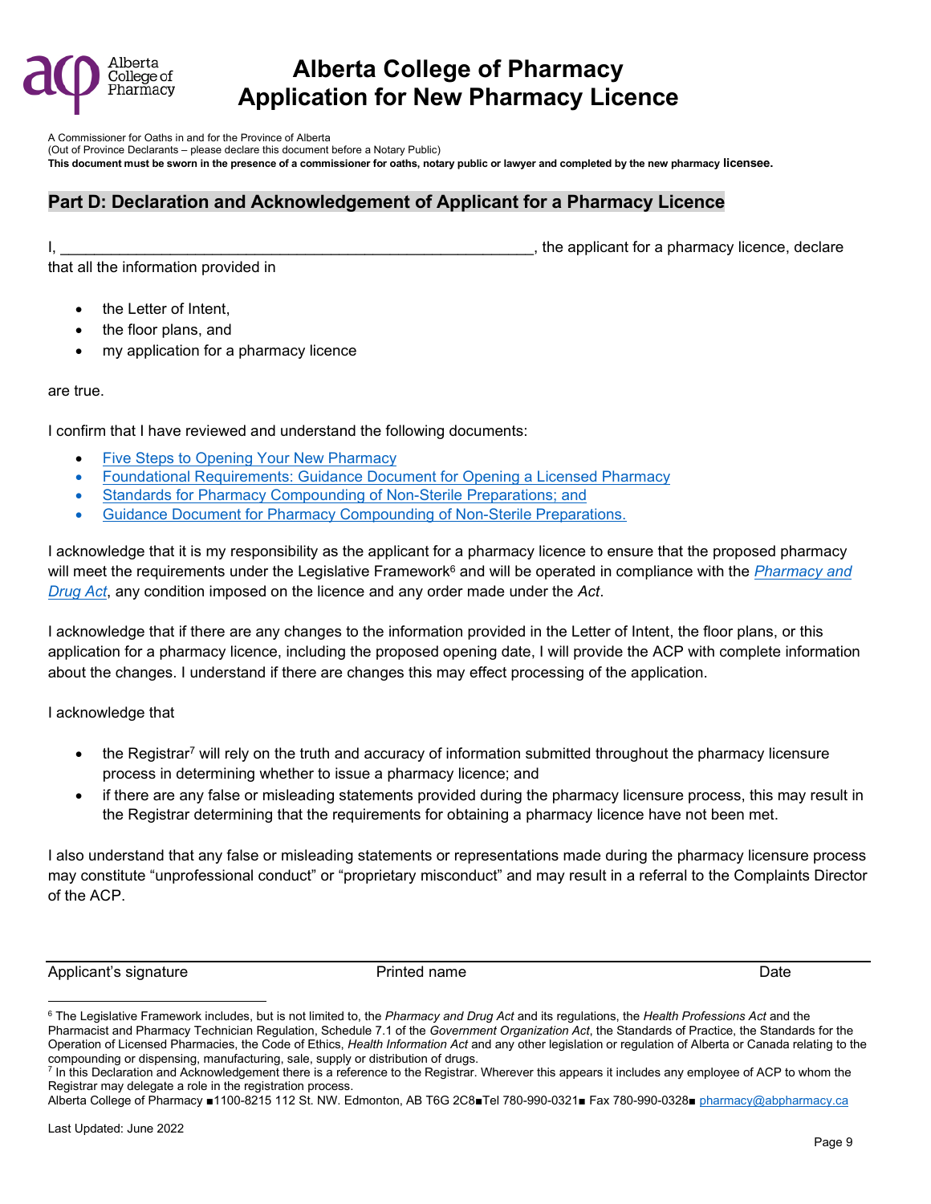# Alberta College of Pharmacy Application for New Pharmacy Licence

A Commissioner for Oaths in and for the Province of Alberta
(Out of Province Declarants – please declare this document before a Notary Public)
**This document must be sworn in the presence of a commissioner for oaths, notary public or lawyer and completed by the new pharmacy licensee.**

## Part D: Declaration and Acknowledgement of Applicant for a Pharmacy Licence

I, \_\_\_\_\_\_\_\_\_\_\_\_\_\_\_\_\_\_\_\_\_\_\_\_\_\_\_\_\_\_\_\_\_\_\_\_\_\_\_\_\_\_\_\_\_\_\_\_\_\_\_\_\_\_\_\_, the applicant for a pharmacy licence, declare that all the information provided in

- the Letter of Intent,
- the floor plans, and
- my application for a pharmacy licence

are true.

I confirm that I have reviewed and understand the following documents:

- Five Steps to Opening Your New Pharmacy
- Foundational Requirements: Guidance Document for Opening a Licensed Pharmacy
- Standards for Pharmacy Compounding of Non-Sterile Preparations; and
- Guidance Document for Pharmacy Compounding of Non-Sterile Preparations.

I acknowledge that it is my responsibility as the applicant for a pharmacy licence to ensure that the proposed pharmacy will meet the requirements under the Legislative Framework[6] and will be operated in compliance with the *Pharmacy and Drug Act*, any condition imposed on the licence and any order made under the *Act*.

I acknowledge that if there are any changes to the information provided in the Letter of Intent, the floor plans, or this application for a pharmacy licence, including the proposed opening date, I will provide the ACP with complete information about the changes. I understand if there are changes this may effect processing of the application.

I acknowledge that

- the Registrar[7] will rely on the truth and accuracy of information submitted throughout the pharmacy licensure process in determining whether to issue a pharmacy licence; and
- if there are any false or misleading statements provided during the pharmacy licensure process, this may result in the Registrar determining that the requirements for obtaining a pharmacy licence have not been met.

I also understand that any false or misleading statements or representations made during the pharmacy licensure process may constitute "unprofessional conduct" or "proprietary misconduct" and may result in a referral to the Complaints Director of the ACP.

| Applicant's signature | Printed name | Date |
|---|---|---|

---

[6] The Legislative Framework includes, but is not limited to, the *Pharmacy and Drug Act* and its regulations, the *Health Professions Act* and the Pharmacist and Pharmacy Technician Regulation, Schedule 7.1 of the *Government Organization Act*, the Standards of Practice, the Standards for the Operation of Licensed Pharmacies, the Code of Ethics, *Health Information Act* and any other legislation or regulation of Alberta or Canada relating to the compounding or dispensing, manufacturing, sale, supply or distribution of drugs.

[7] In this Declaration and Acknowledgement there is a reference to the Registrar. Wherever this appears it includes any employee of ACP to whom the Registrar may delegate a role in the registration process.

Alberta College of Pharmacy ■1100-8215 112 St. NW. Edmonton, AB T6G 2C8■Tel 780-990-0321■ Fax 780-990-0328■ pharmacy@abpharmacy.ca

Last Updated: June 2022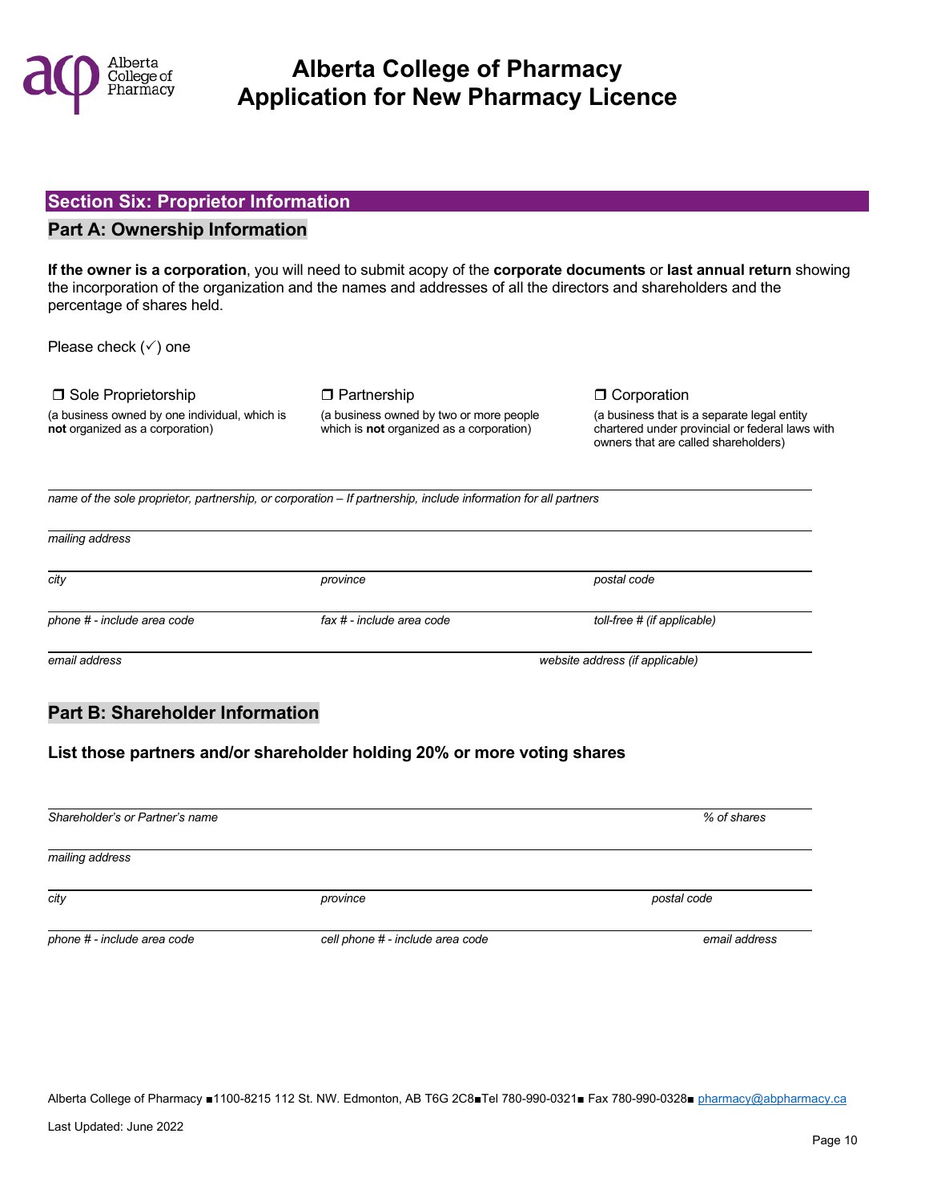# Alberta College of Pharmacy Application for New Pharmacy Licence

## Section Six: Proprietor Information

### Part A: Ownership Information

**If the owner is a corporation**, you will need to submit acopy of the **corporate documents** or **last annual return** showing the incorporation of the organization and the names and addresses of all the directors and shareholders and the percentage of shares held.

Please check (✓) one

❒ Sole Proprietorship
(a business owned by one individual, which is **not** organized as a corporation)

❒ Partnership
(a business owned by two or more people which is **not** organized as a corporation)

❒ Corporation
(a business that is a separate legal entity chartered under provincial or federal laws with owners that are called shareholders)

_name of the sole proprietor, partnership, or corporation – If partnership, include information for all partners_

_mailing address_

_city_ | _province_ | _postal code_

_phone # - include area code_ | _fax # - include area code_ | _toll-free # (if applicable)_

_email address_ | _website address (if applicable)_

### Part B: Shareholder Information

**List those partners and/or shareholder holding 20% or more voting shares**

_Shareholder's or Partner's name_ | _% of shares_

_mailing address_

_city_ | _province_ | _postal code_

_phone # - include area code_ | _cell phone # - include area code_ | _email address_

Alberta College of Pharmacy ■1100-8215 112 St. NW. Edmonton, AB T6G 2C8■Tel 780-990-0321■ Fax 780-990-0328■ pharmacy@abpharmacy.ca

Last Updated: June 2022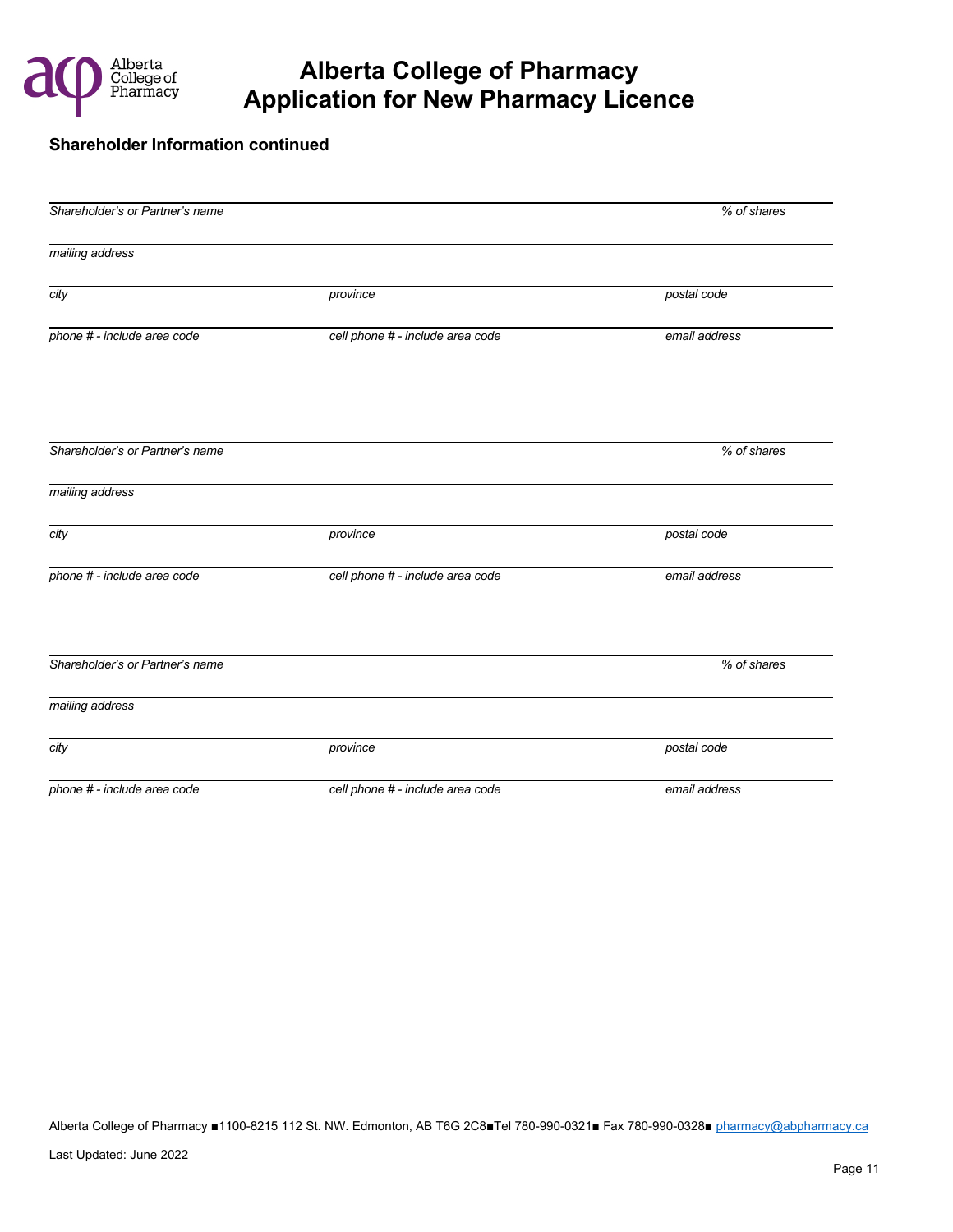# Alberta College of Pharmacy
# Application for New Pharmacy Licence

**Shareholder Information continued**

| | | |
|---|---|---|
| *Shareholder's or Partner's name* | | *% of shares* |
| *mailing address* | | |
| *city* | *province* | *postal code* |
| *phone # - include area code* | *cell phone # - include area code* | *email address* |

| | | |
|---|---|---|
| *Shareholder's or Partner's name* | | *% of shares* |
| *mailing address* | | |
| *city* | *province* | *postal code* |
| *phone # - include area code* | *cell phone # - include area code* | *email address* |

| | | |
|---|---|---|
| *Shareholder's or Partner's name* | | *% of shares* |
| *mailing address* | | |
| *city* | *province* | *postal code* |
| *phone # - include area code* | *cell phone # - include area code* | *email address* |

Alberta College of Pharmacy ■1100-8215 112 St. NW. Edmonton, AB T6G 2C8■Tel 780-990-0321■ Fax 780-990-0328■ pharmacy@abpharmacy.ca

Last Updated: June 2022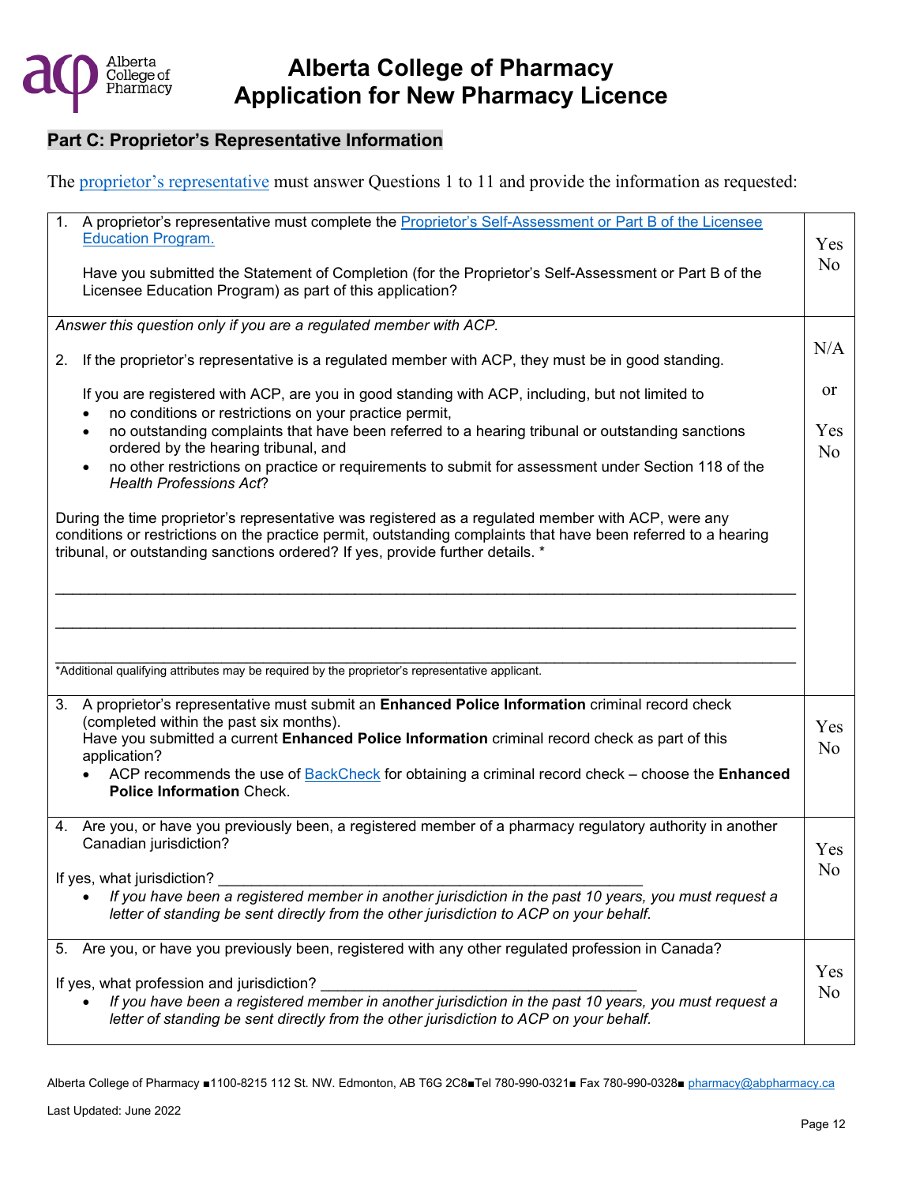# Alberta College of Pharmacy
# Application for New Pharmacy Licence

## Part C: Proprietor's Representative Information

The proprietor's representative must answer Questions 1 to 11 and provide the information as requested:

| Question | Answer |
|---|---|
| 1. A proprietor's representative must complete the Proprietor's Self-Assessment or Part B of the Licensee Education Program.<br><br>Have you submitted the Statement of Completion (for the Proprietor's Self-Assessment or Part B of the Licensee Education Program) as part of this application? | Yes<br>No |
| *Answer this question only if you are a regulated member with ACP.*<br><br>2. If the proprietor's representative is a regulated member with ACP, they must be in good standing.<br><br>If you are registered with ACP, are you in good standing with ACP, including, but not limited to<br>• no conditions or restrictions on your practice permit,<br>• no outstanding complaints that have been referred to a hearing tribunal or outstanding sanctions ordered by the hearing tribunal, and<br>• no other restrictions on practice or requirements to submit for assessment under Section 118 of the *Health Professions Act*?<br><br>During the time proprietor's representative was registered as a regulated member with ACP, were any conditions or restrictions on the practice permit, outstanding complaints that have been referred to a hearing tribunal, or outstanding sanctions ordered? If yes, provide further details. *<br><br>\_\_\_\_\_\_\_\_\_\_\_\_\_\_\_\_\_\_\_\_\_\_\_\_\_\_\_\_\_\_\_\_\_\_\_\_\_\_\_\_<br>\_\_\_\_\_\_\_\_\_\_\_\_\_\_\_\_\_\_\_\_\_\_\_\_\_\_\_\_\_\_\_\_\_\_\_\_\_\_\_\_<br>\_\_\_\_\_\_\_\_\_\_\_\_\_\_\_\_\_\_\_\_\_\_\_\_\_\_\_\_\_\_\_\_\_\_\_\_\_\_\_\_<br>*Additional qualifying attributes may be required by the proprietor's representative applicant. | N/A<br><br>or<br><br>Yes<br>No |
| 3. A proprietor's representative must submit an **Enhanced Police Information** criminal record check (completed within the past six months).<br>Have you submitted a current **Enhanced Police Information** criminal record check as part of this application?<br>• ACP recommends the use of BackCheck for obtaining a criminal record check – choose the **Enhanced Police Information** Check. | Yes<br>No |
| 4. Are you, or have you previously been, a registered member of a pharmacy regulatory authority in another Canadian jurisdiction?<br><br>If yes, what jurisdiction? \_\_\_\_\_\_\_\_\_\_\_\_\_\_\_\_\_\_\_\_\_\_\_\_\_\_\_\_\_\_<br>• *If you have been a registered member in another jurisdiction in the past 10 years, you must request a letter of standing be sent directly from the other jurisdiction to ACP on your behalf.* | Yes<br>No |
| 5. Are you, or have you previously been, registered with any other regulated profession in Canada?<br><br>If yes, what profession and jurisdiction? \_\_\_\_\_\_\_\_\_\_\_\_\_\_\_\_\_\_\_\_\_\_\_\_<br>• *If you have been a registered member in another jurisdiction in the past 10 years, you must request a letter of standing be sent directly from the other jurisdiction to ACP on your behalf.* | Yes<br>No |

Alberta College of Pharmacy ■1100-8215 112 St. NW. Edmonton, AB T6G 2C8■Tel 780-990-0321■ Fax 780-990-0328■ pharmacy@abpharmacy.ca

Last Updated: June 2022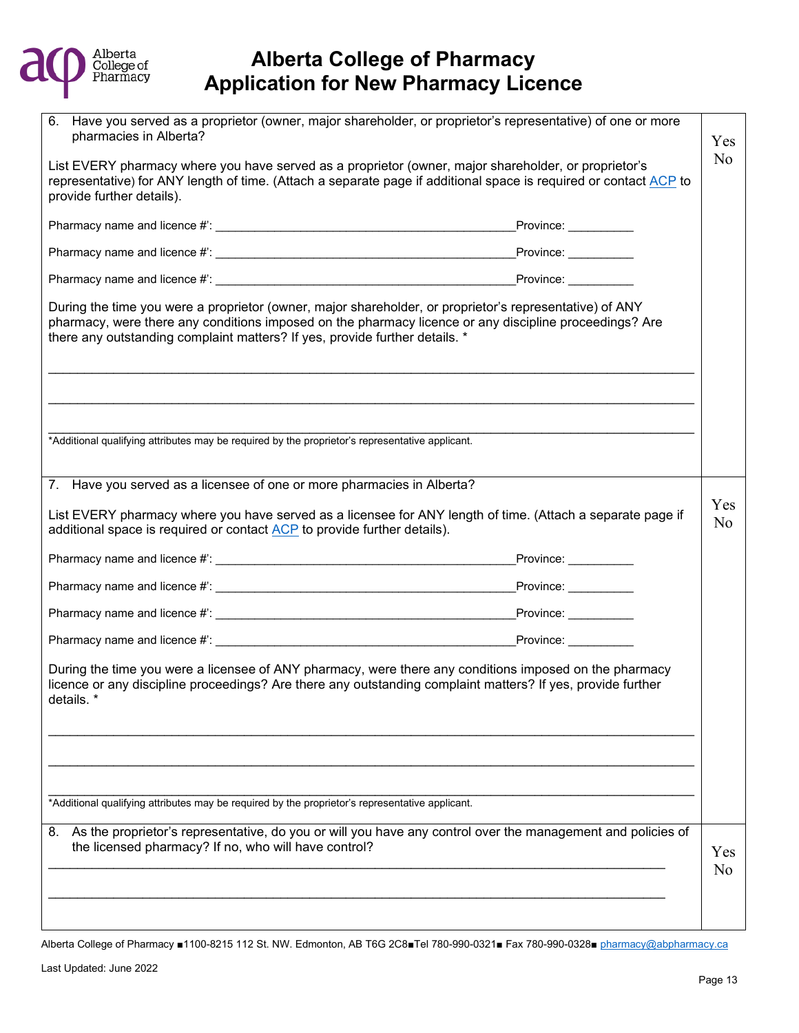# Alberta College of Pharmacy
# Application for New Pharmacy Licence

| | |
|---|---|
| 6. Have you served as a proprietor (owner, major shareholder, or proprietor's representative) of one or more pharmacies in Alberta?<br><br>List EVERY pharmacy where you have served as a proprietor (owner, major shareholder, or proprietor's representative) for ANY length of time. (Attach a separate page if additional space is required or contact ACP to provide further details).<br><br>Pharmacy name and licence #': ____________________________________________ Province: __________<br><br>Pharmacy name and licence #': ____________________________________________ Province: __________<br><br>Pharmacy name and licence #': ____________________________________________ Province: __________<br><br>During the time you were a proprietor (owner, major shareholder, or proprietor's representative) of ANY pharmacy, were there any conditions imposed on the pharmacy licence or any discipline proceedings? Are there any outstanding complaint matters? If yes, provide further details. *<br><br>______________________________________________________________________________<br><br>______________________________________________________________________________<br><br>______________________________________________________________________________<br>*Additional qualifying attributes may be required by the proprietor's representative applicant. | Yes<br>No |
| 7. Have you served as a licensee of one or more pharmacies in Alberta?<br><br>List EVERY pharmacy where you have served as a licensee for ANY length of time. (Attach a separate page if additional space is required or contact ACP to provide further details).<br><br>Pharmacy name and licence #': ____________________________________________ Province: __________<br><br>Pharmacy name and licence #': ____________________________________________ Province: __________<br><br>Pharmacy name and licence #': ____________________________________________ Province: __________<br><br>Pharmacy name and licence #': ____________________________________________ Province: __________<br><br>During the time you were a licensee of ANY pharmacy, were there any conditions imposed on the pharmacy licence or any discipline proceedings? Are there any outstanding complaint matters? If yes, provide further details. *<br><br>______________________________________________________________________________<br><br>______________________________________________________________________________<br><br>______________________________________________________________________________<br>*Additional qualifying attributes may be required by the proprietor's representative applicant. | Yes<br>No |
| 8. As the proprietor's representative, do you or will you have any control over the management and policies of the licensed pharmacy? If no, who will have control?<br>______________________________________________________________________________<br><br>______________________________________________________________________________ | Yes<br>No |

Alberta College of Pharmacy ■1100-8215 112 St. NW. Edmonton, AB T6G 2C8■Tel 780-990-0321■ Fax 780-990-0328■ pharmacy@abpharmacy.ca

Last Updated: June 2022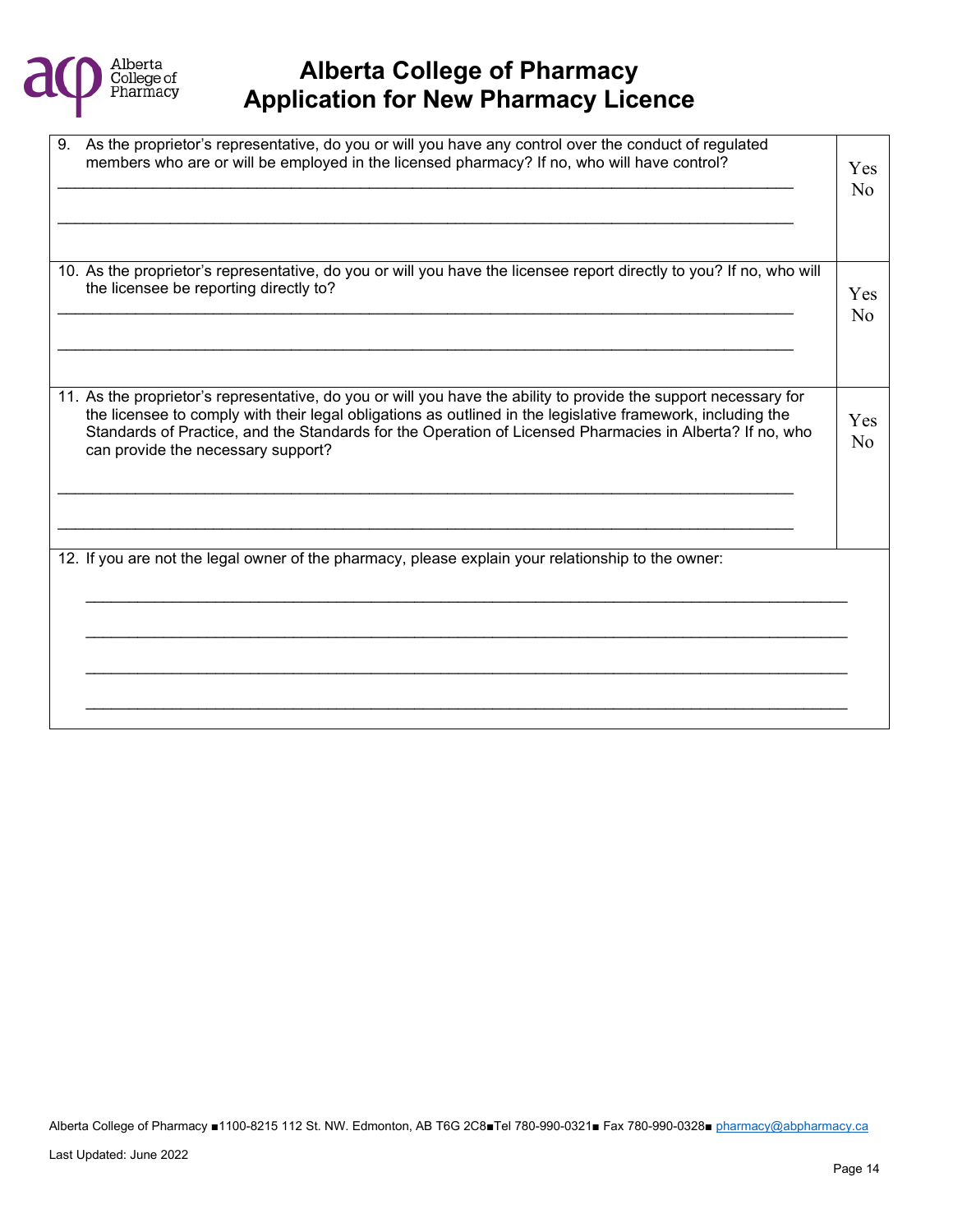# Alberta College of Pharmacy Application for New Pharmacy Licence

| | |
|---|---|
| 9. As the proprietor's representative, do you or will you have any control over the conduct of regulated members who are or will be employed in the licensed pharmacy? If no, who will have control?<br><br>\_\_\_\_\_\_\_\_\_\_\_\_\_\_\_\_\_\_\_\_\_\_\_\_\_\_\_\_\_\_\_\_\_\_\_\_\_\_\_\_<br><br>\_\_\_\_\_\_\_\_\_\_\_\_\_\_\_\_\_\_\_\_\_\_\_\_\_\_\_\_\_\_\_\_\_\_\_\_\_\_\_\_ | Yes<br>No |
| 10. As the proprietor's representative, do you or will you have the licensee report directly to you? If no, who will the licensee be reporting directly to?<br><br>\_\_\_\_\_\_\_\_\_\_\_\_\_\_\_\_\_\_\_\_\_\_\_\_\_\_\_\_\_\_\_\_\_\_\_\_\_\_\_\_<br><br>\_\_\_\_\_\_\_\_\_\_\_\_\_\_\_\_\_\_\_\_\_\_\_\_\_\_\_\_\_\_\_\_\_\_\_\_\_\_\_\_ | Yes<br>No |
| 11. As the proprietor's representative, do you or will you have the ability to provide the support necessary for the licensee to comply with their legal obligations as outlined in the legislative framework, including the Standards of Practice, and the Standards for the Operation of Licensed Pharmacies in Alberta? If no, who can provide the necessary support?<br><br>\_\_\_\_\_\_\_\_\_\_\_\_\_\_\_\_\_\_\_\_\_\_\_\_\_\_\_\_\_\_\_\_\_\_\_\_\_\_\_\_<br><br>\_\_\_\_\_\_\_\_\_\_\_\_\_\_\_\_\_\_\_\_\_\_\_\_\_\_\_\_\_\_\_\_\_\_\_\_\_\_\_\_ | Yes<br>No |
| 12. If you are not the legal owner of the pharmacy, please explain your relationship to the owner:<br><br>\_\_\_\_\_\_\_\_\_\_\_\_\_\_\_\_\_\_\_\_\_\_\_\_\_\_\_\_\_\_\_\_\_\_\_\_\_\_\_\_<br><br>\_\_\_\_\_\_\_\_\_\_\_\_\_\_\_\_\_\_\_\_\_\_\_\_\_\_\_\_\_\_\_\_\_\_\_\_\_\_\_\_<br><br>\_\_\_\_\_\_\_\_\_\_\_\_\_\_\_\_\_\_\_\_\_\_\_\_\_\_\_\_\_\_\_\_\_\_\_\_\_\_\_\_<br><br>\_\_\_\_\_\_\_\_\_\_\_\_\_\_\_\_\_\_\_\_\_\_\_\_\_\_\_\_\_\_\_\_\_\_\_\_\_\_\_\_ | |

Alberta College of Pharmacy ■1100-8215 112 St. NW. Edmonton, AB T6G 2C8■Tel 780-990-0321■ Fax 780-990-0328■ pharmacy@abpharmacy.ca

Last Updated: June 2022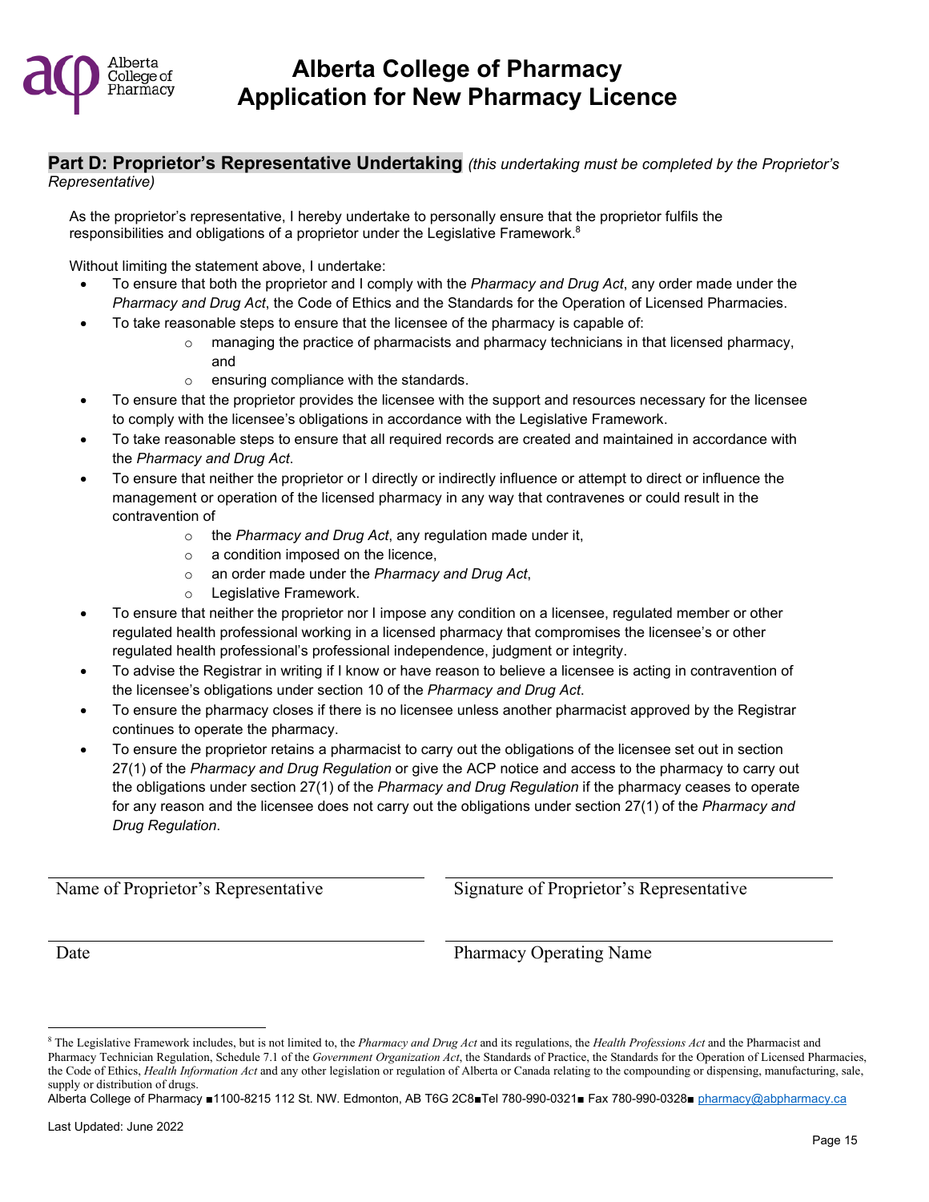# Alberta College of Pharmacy Application for New Pharmacy Licence

## Part D: Proprietor's Representative Undertaking *(this undertaking must be completed by the Proprietor's Representative)*

As the proprietor's representative, I hereby undertake to personally ensure that the proprietor fulfils the responsibilities and obligations of a proprietor under the Legislative Framework.[8]

Without limiting the statement above, I undertake:

- To ensure that both the proprietor and I comply with the *Pharmacy and Drug Act*, any order made under the *Pharmacy and Drug Act*, the Code of Ethics and the Standards for the Operation of Licensed Pharmacies.
- To take reasonable steps to ensure that the licensee of the pharmacy is capable of:
  - managing the practice of pharmacists and pharmacy technicians in that licensed pharmacy, and
  - ensuring compliance with the standards.
- To ensure that the proprietor provides the licensee with the support and resources necessary for the licensee to comply with the licensee's obligations in accordance with the Legislative Framework.
- To take reasonable steps to ensure that all required records are created and maintained in accordance with the *Pharmacy and Drug Act*.
- To ensure that neither the proprietor or I directly or indirectly influence or attempt to direct or influence the management or operation of the licensed pharmacy in any way that contravenes or could result in the contravention of
  - the *Pharmacy and Drug Act*, any regulation made under it,
  - a condition imposed on the licence,
  - an order made under the *Pharmacy and Drug Act*,
  - Legislative Framework.
- To ensure that neither the proprietor nor I impose any condition on a licensee, regulated member or other regulated health professional working in a licensed pharmacy that compromises the licensee's or other regulated health professional's professional independence, judgment or integrity.
- To advise the Registrar in writing if I know or have reason to believe a licensee is acting in contravention of the licensee's obligations under section 10 of the *Pharmacy and Drug Act*.
- To ensure the pharmacy closes if there is no licensee unless another pharmacist approved by the Registrar continues to operate the pharmacy.
- To ensure the proprietor retains a pharmacist to carry out the obligations of the licensee set out in section 27(1) of the *Pharmacy and Drug Regulation* or give the ACP notice and access to the pharmacy to carry out the obligations under section 27(1) of the *Pharmacy and Drug Regulation* if the pharmacy ceases to operate for any reason and the licensee does not carry out the obligations under section 27(1) of the *Pharmacy and Drug Regulation*.

| | |
|---|---|
| Name of Proprietor's Representative | Signature of Proprietor's Representative |
| Date | Pharmacy Operating Name |

[8] The Legislative Framework includes, but is not limited to, the *Pharmacy and Drug Act* and its regulations, the *Health Professions Act* and the Pharmacist and Pharmacy Technician Regulation, Schedule 7.1 of the *Government Organization Act*, the Standards of Practice, the Standards for the Operation of Licensed Pharmacies, the Code of Ethics, *Health Information Act* and any other legislation or regulation of Alberta or Canada relating to the compounding or dispensing, manufacturing, sale, supply or distribution of drugs.

Alberta College of Pharmacy ■1100-8215 112 St. NW. Edmonton, AB T6G 2C8■Tel 780-990-0321■ Fax 780-990-0328■ pharmacy@abpharmacy.ca

Last Updated: June 2022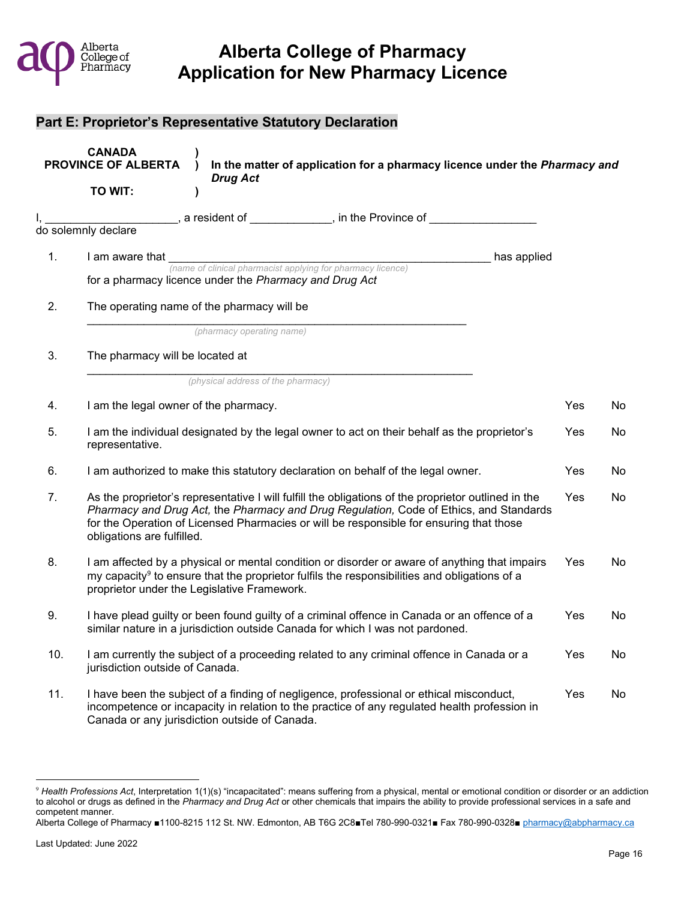# Alberta College of Pharmacy Application for New Pharmacy Licence

## Part E: Proprietor's Representative Statutory Declaration

| | | |
|---|---|---|
| **CANADA** | **)** | |
| **PROVINCE OF ALBERTA** | **)** | **In the matter of application for a pharmacy licence under the *Pharmacy and Drug Act*** |
| **TO WIT:** | **)** | |

I, ____________________, a resident of ____________, in the Province of ________________ do solemnly declare

1. I am aware that ______________________________________________ has applied
   *(name of clinical pharmacist applying for pharmacy licence)*
   for a pharmacy licence under the *Pharmacy and Drug Act*

2. The operating name of the pharmacy will be
   ______________________________________________
   *(pharmacy operating name)*

3. The pharmacy will be located at
   ______________________________________________
   *(physical address of the pharmacy)*

| | | | |
|---|---|---|---|
| 4. | I am the legal owner of the pharmacy. | Yes | No |
| 5. | I am the individual designated by the legal owner to act on their behalf as the proprietor's representative. | Yes | No |
| 6. | I am authorized to make this statutory declaration on behalf of the legal owner. | Yes | No |
| 7. | As the proprietor's representative I will fulfill the obligations of the proprietor outlined in the *Pharmacy and Drug Act,* the *Pharmacy and Drug Regulation,* Code of Ethics, and Standards for the Operation of Licensed Pharmacies or will be responsible for ensuring that those obligations are fulfilled. | Yes | No |
| 8. | I am affected by a physical or mental condition or disorder or aware of anything that impairs my capacity[9] to ensure that the proprietor fulfils the responsibilities and obligations of a proprietor under the Legislative Framework. | Yes | No |
| 9. | I have plead guilty or been found guilty of a criminal offence in Canada or an offence of a similar nature in a jurisdiction outside Canada for which I was not pardoned. | Yes | No |
| 10. | I am currently the subject of a proceeding related to any criminal offence in Canada or a jurisdiction outside of Canada. | Yes | No |
| 11. | I have been the subject of a finding of negligence, professional or ethical misconduct, incompetence or incapacity in relation to the practice of any regulated health profession in Canada or any jurisdiction outside of Canada. | Yes | No |

[9] *Health Professions Act*, Interpretation 1(1)(s) "incapacitated": means suffering from a physical, mental or emotional condition or disorder or an addiction to alcohol or drugs as defined in the *Pharmacy and Drug Act* or other chemicals that impairs the ability to provide professional services in a safe and competent manner.

Alberta College of Pharmacy ■1100-8215 112 St. NW. Edmonton, AB T6G 2C8■Tel 780-990-0321■ Fax 780-990-0328■ pharmacy@abpharmacy.ca

Last Updated: June 2022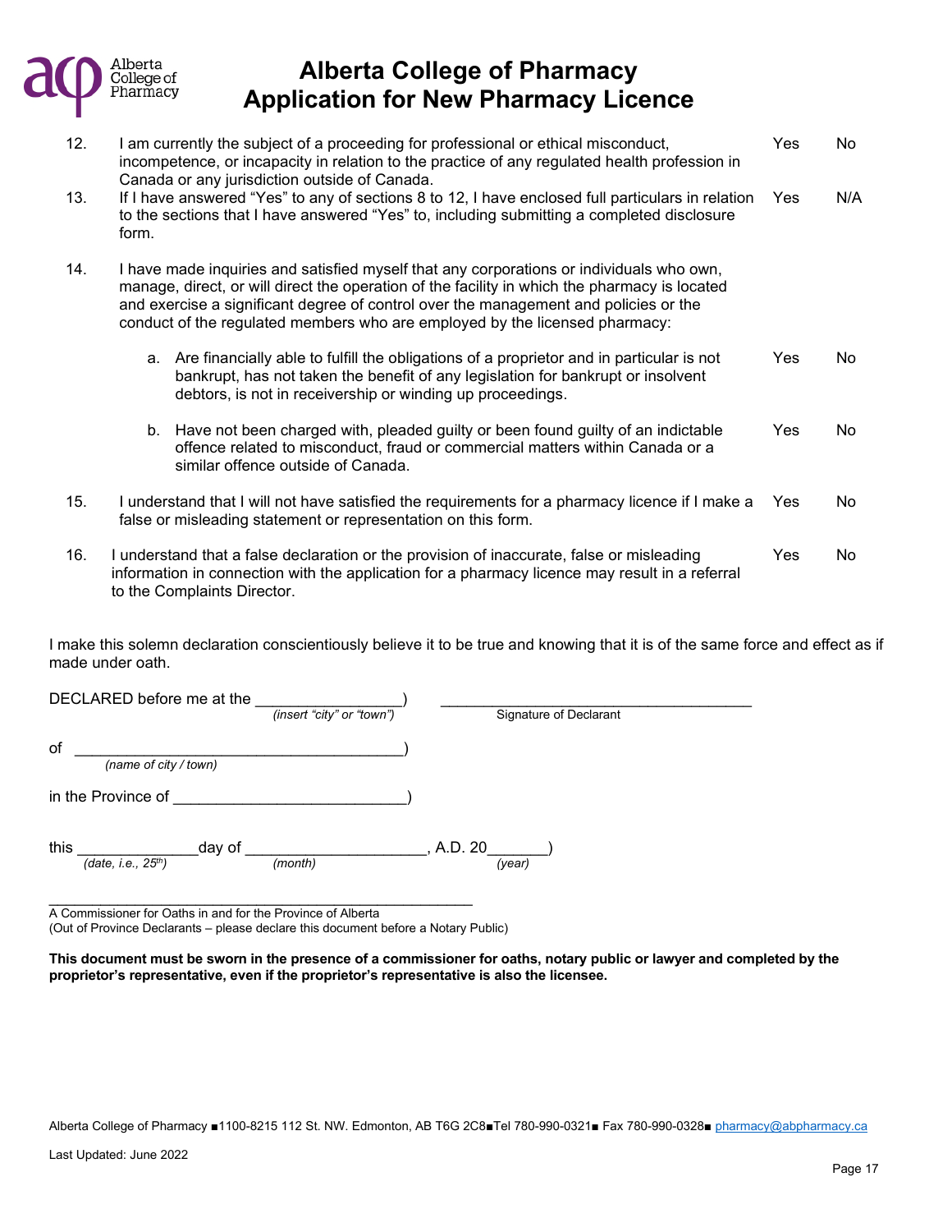# Alberta College of Pharmacy
# Application for New Pharmacy Licence

12. I am currently the subject of a proceeding for professional or ethical misconduct, incompetence, or incapacity in relation to the practice of any regulated health profession in Canada or any jurisdiction outside of Canada. Yes No

13. If I have answered "Yes" to any of sections 8 to 12, I have enclosed full particulars in relation to the sections that I have answered "Yes" to, including submitting a completed disclosure form. Yes N/A

14. I have made inquiries and satisfied myself that any corporations or individuals who own, manage, direct, or will direct the operation of the facility in which the pharmacy is located and exercise a significant degree of control over the management and policies or the conduct of the regulated members who are employed by the licensed pharmacy:

    a. Are financially able to fulfill the obligations of a proprietor and in particular is not bankrupt, has not taken the benefit of any legislation for bankrupt or insolvent debtors, is not in receivership or winding up proceedings. Yes No

    b. Have not been charged with, pleaded guilty or been found guilty of an indictable offence related to misconduct, fraud or commercial matters within Canada or a similar offence outside of Canada. Yes No

15. I understand that I will not have satisfied the requirements for a pharmacy licence if I make a false or misleading statement or representation on this form. Yes No

16. I understand that a false declaration or the provision of inaccurate, false or misleading information in connection with the application for a pharmacy licence may result in a referral to the Complaints Director. Yes No

I make this solemn declaration conscientiously believe it to be true and knowing that it is of the same force and effect as if made under oath.

DECLARED before me at the _________________) ____________________________________
*(insert "city" or "town")* Signature of Declarant

of _______________________________________)
*(name of city / town)*

in the Province of ___________________________)

this ______________day of ____________________, A.D. 20_______)
*(date, i.e., 25th)* *(month)* *(year)*

_____________________________________________________
A Commissioner for Oaths in and for the Province of Alberta
(Out of Province Declarants – please declare this document before a Notary Public)

**This document must be sworn in the presence of a commissioner for oaths, notary public or lawyer and completed by the proprietor's representative, even if the proprietor's representative is also the licensee.**

Alberta College of Pharmacy ■1100-8215 112 St. NW. Edmonton, AB T6G 2C8■Tel 780-990-0321■ Fax 780-990-0328■ pharmacy@abpharmacy.ca

Last Updated: June 2022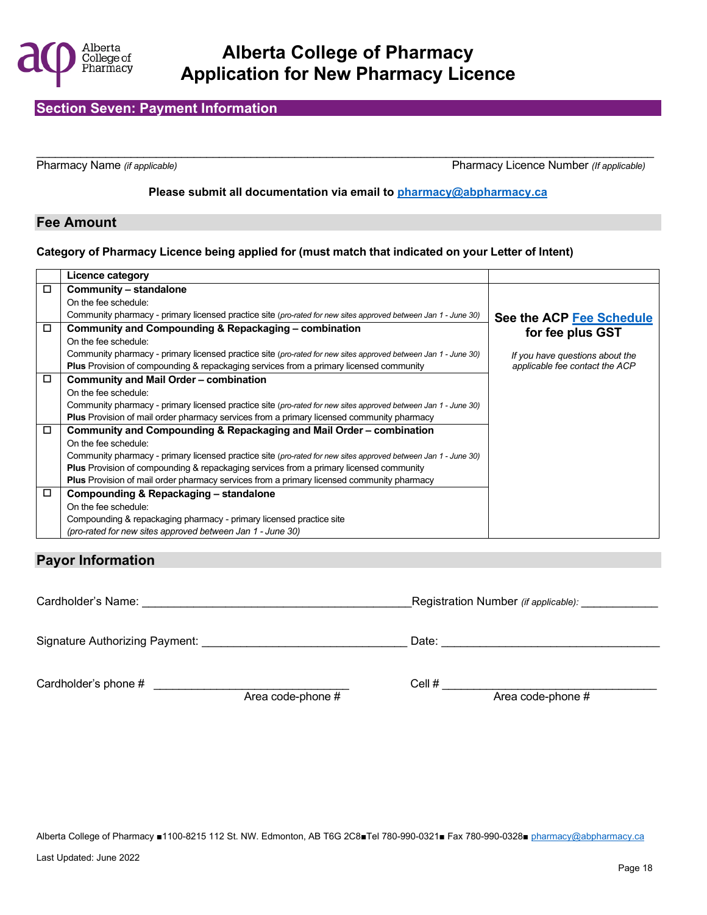# Alberta College of Pharmacy
# Application for New Pharmacy Licence

## Section Seven: Payment Information

_______________________________________________________________________________

Pharmacy Name *(if applicable)* Pharmacy Licence Number *(If applicable)*

**Please submit all documentation via email to pharmacy@abpharmacy.ca**

## Fee Amount

**Category of Pharmacy Licence being applied for (must match that indicated on your Letter of Intent)**

| | Licence category | |
|---|---|---|
| ☐ | **Community – standalone**<br>On the fee schedule:<br>Community pharmacy - primary licensed practice site *(pro-rated for new sites approved between Jan 1 - June 30)* | **See the ACP Fee Schedule for fee plus GST**<br>*If you have questions about the applicable fee contact the ACP* |
| ☐ | **Community and Compounding & Repackaging – combination**<br>On the fee schedule:<br>Community pharmacy - primary licensed practice site *(pro-rated for new sites approved between Jan 1 - June 30)*<br>**Plus** Provision of compounding & repackaging services from a primary licensed community | |
| ☐ | **Community and Mail Order – combination**<br>On the fee schedule:<br>Community pharmacy - primary licensed practice site *(pro-rated for new sites approved between Jan 1 - June 30)*<br>**Plus** Provision of mail order pharmacy services from a primary licensed community pharmacy | |
| ☐ | **Community and Compounding & Repackaging and Mail Order – combination**<br>On the fee schedule:<br>Community pharmacy - primary licensed practice site *(pro-rated for new sites approved between Jan 1 - June 30)*<br>**Plus** Provision of compounding & repackaging services from a primary licensed community<br>**Plus** Provision of mail order pharmacy services from a primary licensed community pharmacy | |
| ☐ | **Compounding & Repackaging – standalone**<br>On the fee schedule:<br>Compounding & repackaging pharmacy - primary licensed practice site<br>*(pro-rated for new sites approved between Jan 1 - June 30)* | |

## Payor Information

Cardholder's Name: __________________________________________ Registration Number *(if applicable)*: ____________

Signature Authorizing Payment: ________________________________ Date: _________________________________

Cardholder's phone # ______________________________ Cell # _________________________________
Area code-phone # Area code-phone #

Alberta College of Pharmacy ■1100-8215 112 St. NW. Edmonton, AB T6G 2C8■Tel 780-990-0321■ Fax 780-990-0328■ pharmacy@abpharmacy.ca

Last Updated: June 2022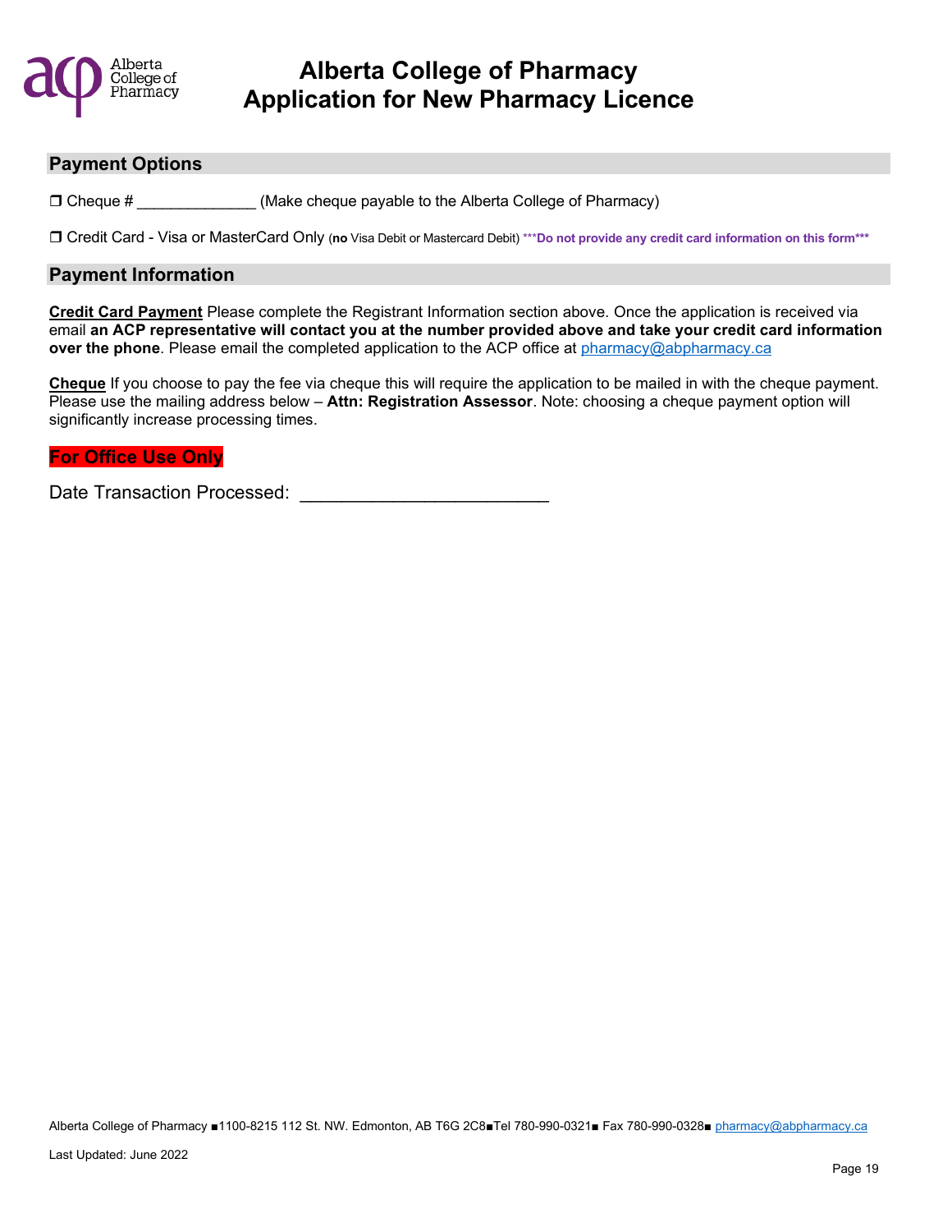# Alberta College of Pharmacy Application for New Pharmacy Licence

## Payment Options

❒ Cheque # ______________ (Make cheque payable to the Alberta College of Pharmacy)

❒ Credit Card - Visa or MasterCard Only (**no** Visa Debit or Mastercard Debit) *****Do not provide any credit card information on this form*****

## Payment Information

**Credit Card Payment** Please complete the Registrant Information section above. Once the application is received via email **an ACP representative will contact you at the number provided above and take your credit card information over the phone**. Please email the completed application to the ACP office at pharmacy@abpharmacy.ca

**Cheque** If you choose to pay the fee via cheque this will require the application to be mailed in with the cheque payment. Please use the mailing address below – **Attn: Registration Assessor**. Note: choosing a cheque payment option will significantly increase processing times.

**For Office Use Only**

Date Transaction Processed: ________________________

Alberta College of Pharmacy ■1100-8215 112 St. NW. Edmonton, AB T6G 2C8■Tel 780-990-0321■ Fax 780-990-0328■ pharmacy@abpharmacy.ca

Last Updated: June 2022